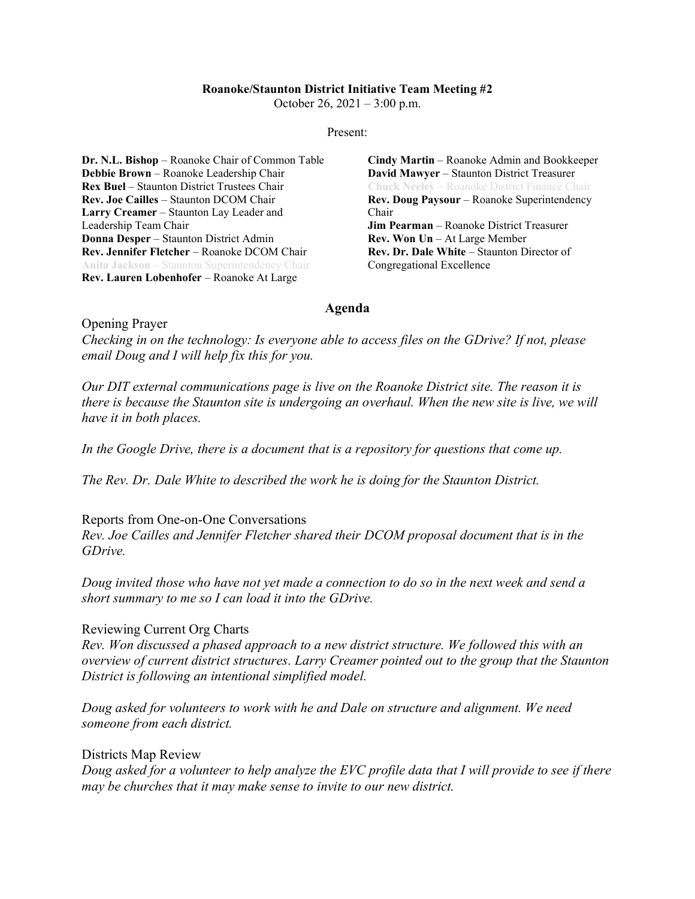**Roanoke/Staunton District Initiative Team Meeting #2**

October 26, 2021 – 3:00 p.m.

Present:

**Dr. N.L. Bishop** – Roanoke Chair of Common Table
**Debbie Brown** – Roanoke Leadership Chair
**Rex Buel** – Staunton District Trustees Chair
**Rev. Joe Cailles** – Staunton DCOM Chair
**Larry Creamer** – Staunton Lay Leader and Leadership Team Chair
**Donna Desper** – Staunton District Admin
**Rev. Jennifer Fletcher** – Roanoke DCOM Chair
**Anita Jackson** – Staunton Superintendency Chair
**Rev. Lauren Lobenhofer** – Roanoke At Large
**Cindy Martin** – Roanoke Admin and Bookkeeper
**David Mawyer** – Staunton District Treasurer
**Chuck Neeley** – Roanoke District Finance Chair
**Rev. Doug Paysour** – Roanoke Superintendency Chair
**Jim Pearman** – Roanoke District Treasurer
**Rev. Won Un** – At Large Member
**Rev. Dr. Dale White** – Staunton Director of Congregational Excellence

## Agenda

Opening Prayer

*Checking in on the technology: Is everyone able to access files on the GDrive? If not, please email Doug and I will help fix this for you.*

*Our DIT external communications page is live on the Roanoke District site. The reason it is there is because the Staunton site is undergoing an overhaul. When the new site is live, we will have it in both places.*

*In the Google Drive, there is a document that is a repository for questions that come up.*

*The Rev. Dr. Dale White to described the work he is doing for the Staunton District.*

Reports from One-on-One Conversations

*Rev. Joe Cailles and Jennifer Fletcher shared their DCOM proposal document that is in the GDrive.*

*Doug invited those who have not yet made a connection to do so in the next week and send a short summary to me so I can load it into the GDrive.*

Reviewing Current Org Charts

*Rev. Won discussed a phased approach to a new district structure. We followed this with an overview of current district structures. Larry Creamer pointed out to the group that the Staunton District is following an intentional simplified model.*

*Doug asked for volunteers to work with he and Dale on structure and alignment. We need someone from each district.*

Districts Map Review

*Doug asked for a volunteer to help analyze the EVC profile data that I will provide to see if there may be churches that it may make sense to invite to our new district.*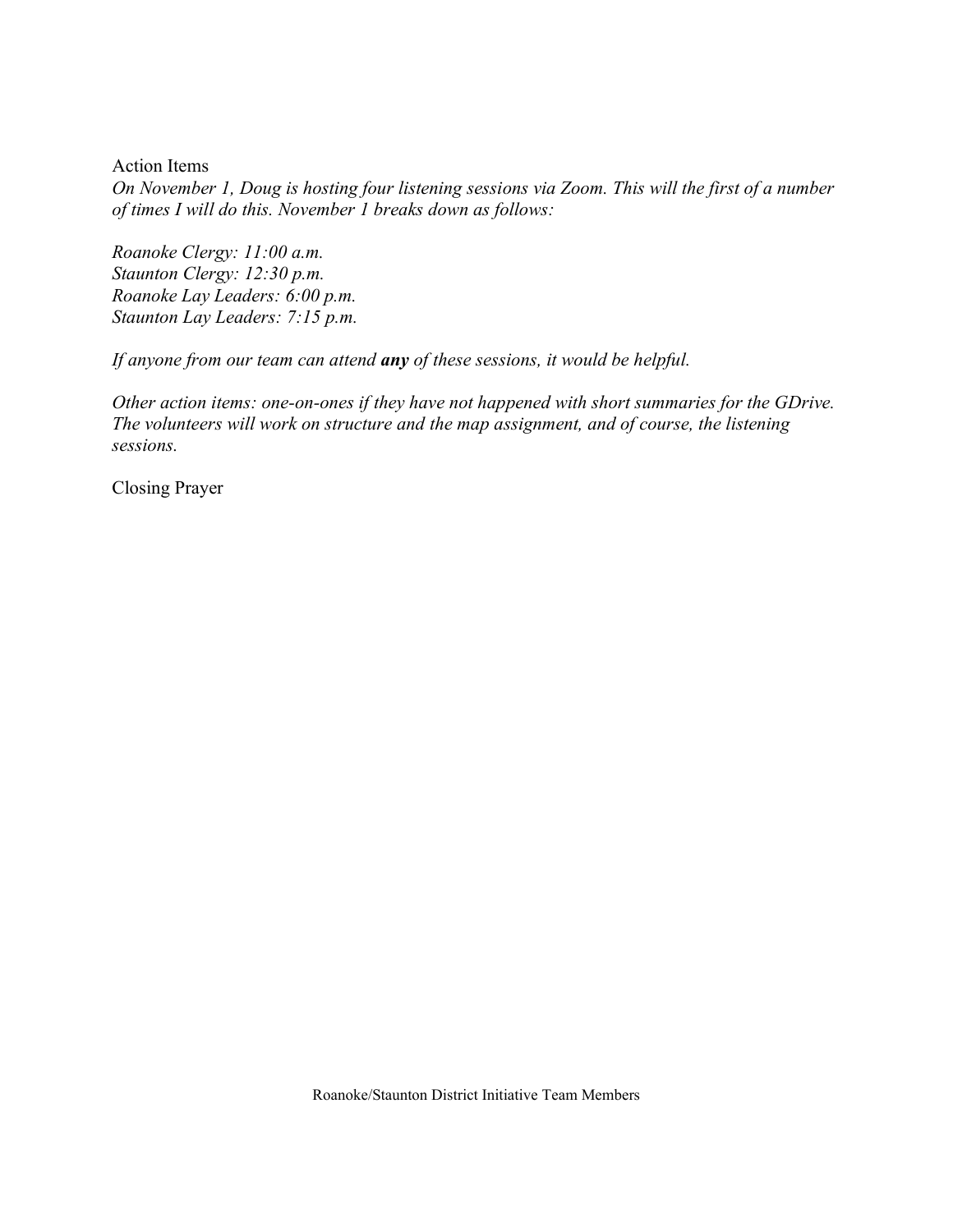Action Items

*On November 1, Doug is hosting four listening sessions via Zoom. This will the first of a number of times I will do this. November 1 breaks down as follows:*

*Roanoke Clergy: 11:00 a.m.*
*Staunton Clergy: 12:30 p.m.*
*Roanoke Lay Leaders: 6:00 p.m.*
*Staunton Lay Leaders: 7:15 p.m.*

*If anyone from our team can attend **any** of these sessions, it would be helpful.*

*Other action items: one-on-ones if they have not happened with short summaries for the GDrive. The volunteers will work on structure and the map assignment, and of course, the listening sessions.*

Closing Prayer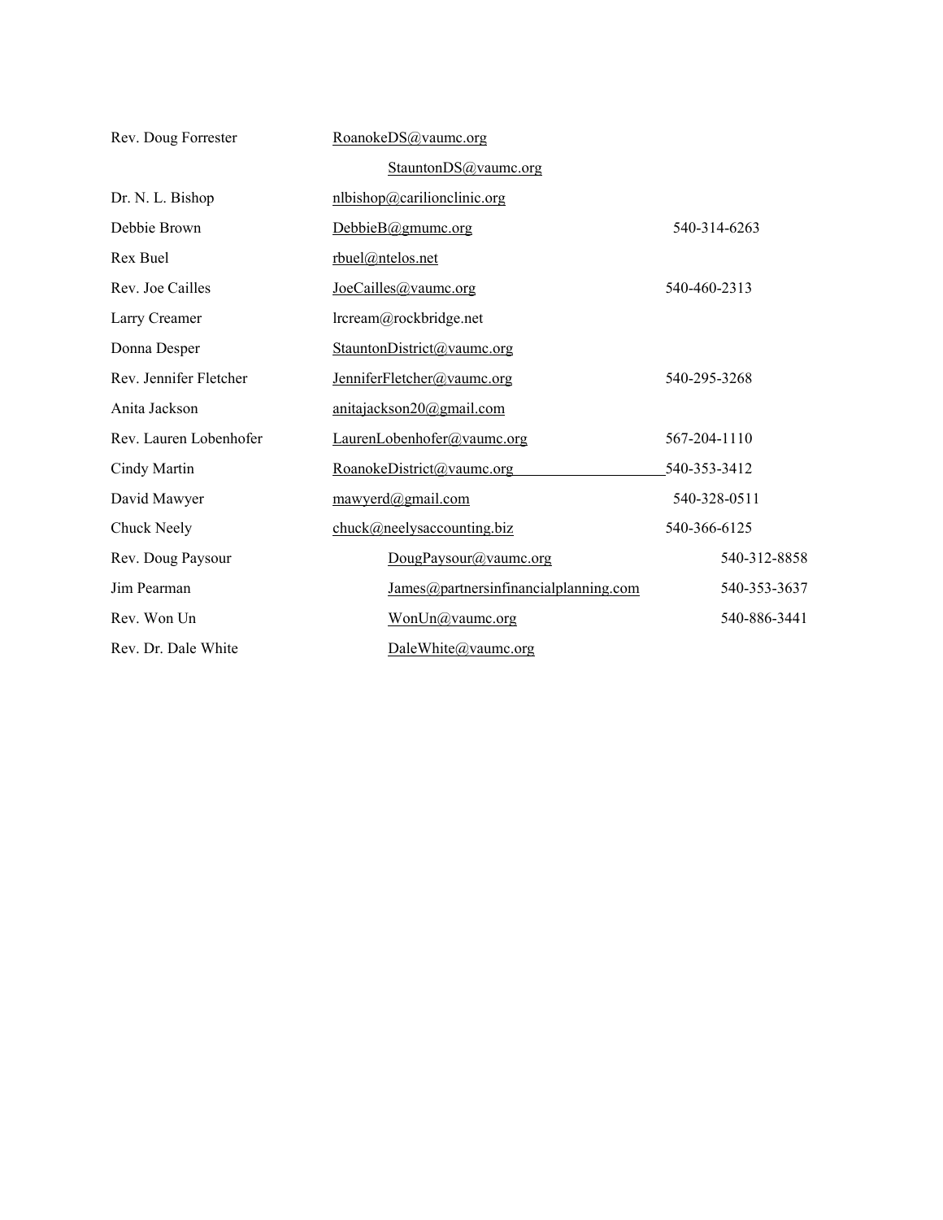| | | |
|---|---|---|
| Rev. Doug Forrester | RoanokeDS@vaumc.org | |
| | StauntonDS@vaumc.org | |
| Dr. N. L. Bishop | nlbishop@carilionclinic.org | |
| Debbie Brown | DebbieB@gmumc.org | 540-314-6263 |
| Rex Buel | rbuel@ntelos.net | |
| Rev. Joe Cailles | JoeCailles@vaumc.org | 540-460-2313 |
| Larry Creamer | lrcream@rockbridge.net | |
| Donna Desper | StauntonDistrict@vaumc.org | |
| Rev. Jennifer Fletcher | JenniferFletcher@vaumc.org | 540-295-3268 |
| Anita Jackson | anitajackson20@gmail.com | |
| Rev. Lauren Lobenhofer | LaurenLobenhofer@vaumc.org | 567-204-1110 |
| Cindy Martin | RoanokeDistrict@vaumc.org | 540-353-3412 |
| David Mawyer | mawyerd@gmail.com | 540-328-0511 |
| Chuck Neely | chuck@neelysaccounting.biz | 540-366-6125 |
| Rev. Doug Paysour | DougPaysour@vaumc.org | 540-312-8858 |
| Jim Pearman | James@partnersinfinancialplanning.com | 540-353-3637 |
| Rev. Won Un | WonUn@vaumc.org | 540-886-3441 |
| Rev. Dr. Dale White | DaleWhite@vaumc.org | |